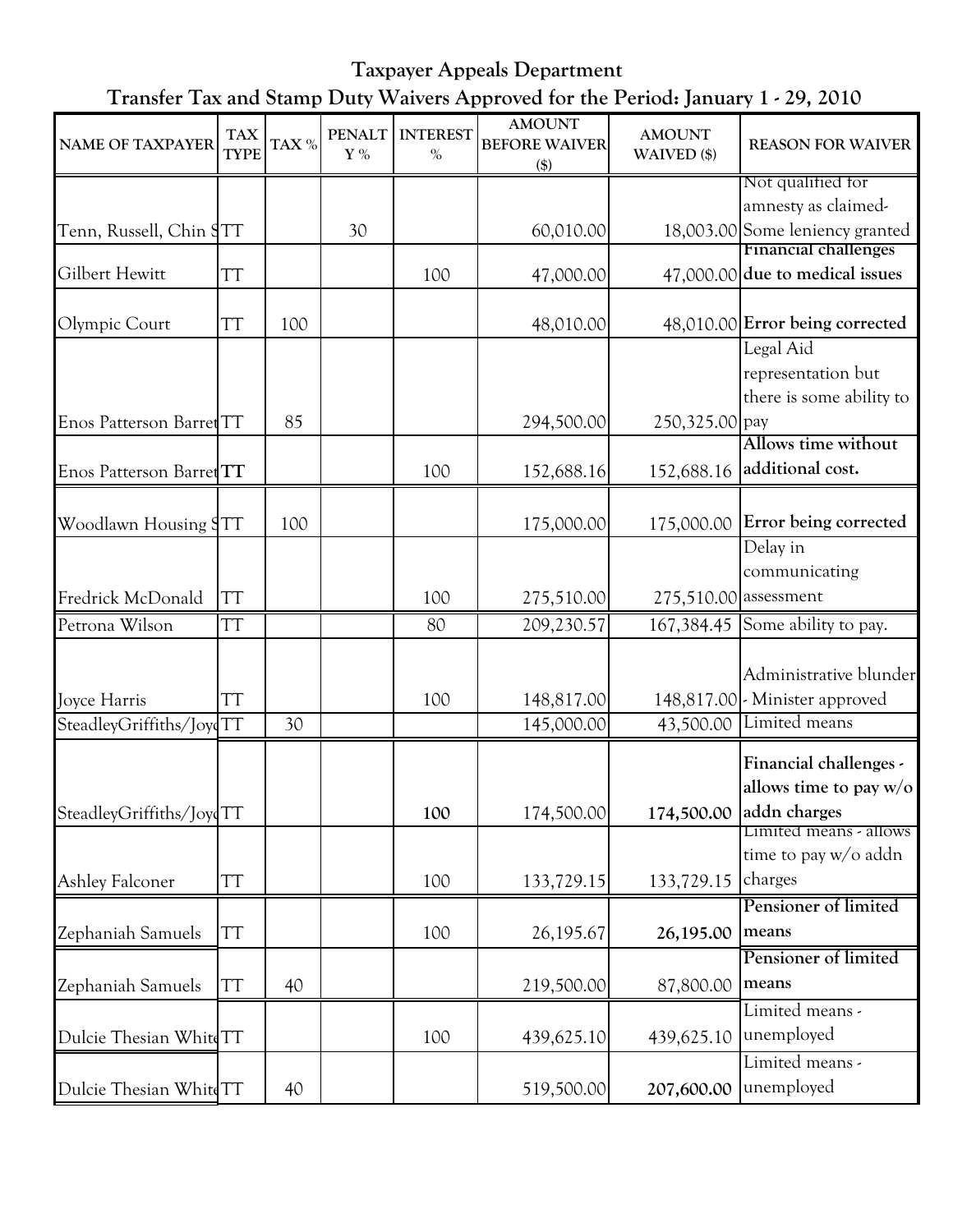# Taxpayer Appeals Department

## Transfer Tax and Stamp Duty Waivers Approved for the Period: January 1 - 29, 2010

| NAME OF TAXPAYER | TAX TYPE | TAX % | PENALTY % | INTEREST % | AMOUNT BEFORE WAIVER ($) | AMOUNT WAIVED ($) | REASON FOR WAIVER |
|---|---|---|---|---|---|---|---|
| Tenn, Russell, Chin S | TT | | 30 | | 60,010.00 | 18,003.00 | Not qualified for amnesty as claimed- Some leniency granted |
| Gilbert Hewitt | TT | | | 100 | 47,000.00 | 47,000.00 | **Financial challenges due to medical issues** |
| Olympic Court | TT | 100 | | | 48,010.00 | 48,010.00 | **Error being corrected** |
| Enos Patterson Barret | TT | 85 | | | 294,500.00 | 250,325.00 | Legal Aid representation but there is some ability to pay |
| Enos Patterson Barret | **TT** | | | 100 | 152,688.16 | 152,688.16 | **Allows time without additional cost.** |
| Woodlawn Housing S | TT | 100 | | | 175,000.00 | 175,000.00 | **Error being corrected** |
| Fredrick McDonald | TT | | | 100 | 275,510.00 | 275,510.00 | Delay in communicating assessment |
| Petrona Wilson | TT | | | 80 | 209,230.57 | 167,384.45 | Some ability to pay. |
| Joyce Harris | TT | | | 100 | 148,817.00 | 148,817.00 | Administrative blunder - Minister approved |
| SteadleyGriffiths/Joy | TT | 30 | | | 145,000.00 | 43,500.00 | Limited means |
| SteadleyGriffiths/Joy | TT | | | **100** | 174,500.00 | **174,500.00** | **Financial challenges - allows time to pay w/o addn charges** |
| Ashley Falconer | TT | | | 100 | 133,729.15 | 133,729.15 | Limited means - allows time to pay w/o addn charges |
| Zephaniah Samuels | TT | | | 100 | 26,195.67 | **26,195.00** | **Pensioner of limited means** |
| Zephaniah Samuels | TT | 40 | | | 219,500.00 | 87,800.00 | **Pensioner of limited means** |
| Dulcie Thesian White | TT | | | 100 | 439,625.10 | 439,625.10 | Limited means - unemployed |
| Dulcie Thesian White | TT | 40 | | | 519,500.00 | **207,600.00** | Limited means - unemployed |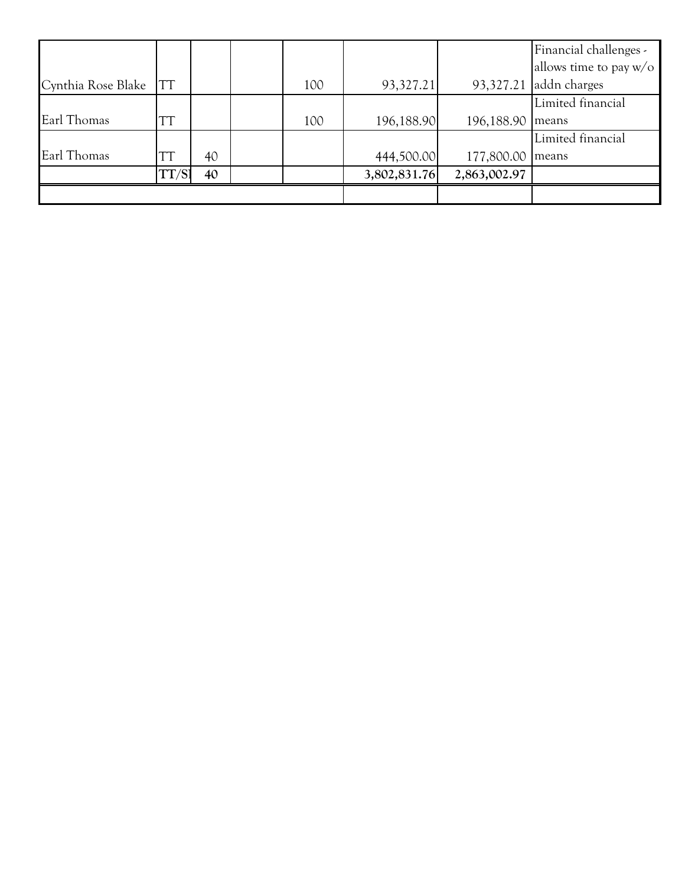| | | | | | | | |
|---|---|---|---|---|---|---|---|
| Cynthia Rose Blake | TT | | | 100 | 93,327.21 | 93,327.21 | Financial challenges - allows time to pay w/o addn charges |
| Earl Thomas | TT | | | 100 | 196,188.90 | 196,188.90 | Limited financial means |
| Earl Thomas | TT | 40 | | | 444,500.00 | 177,800.00 | Limited financial means |
| | **TT/S** | **40** | | | **3,802,831.76** | **2,863,002.97** | |
| | | | | | | | |